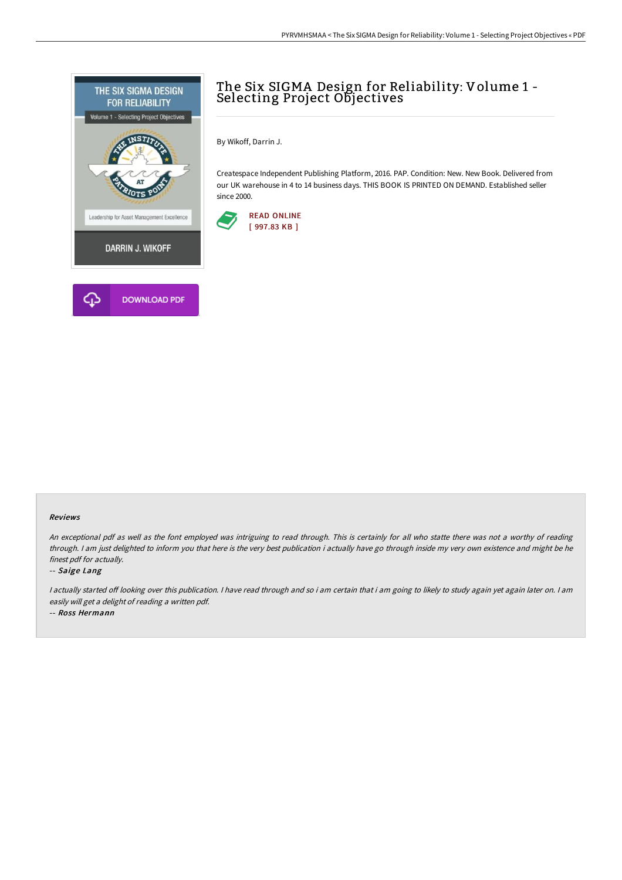# The Six SIGMA Design for Reliability: Volume 1 - Selecting Project Objectives

By Wikoff, Darrin J.

Createspace Independent Publishing Platform, 2016. PAP. Condition: New. New Book. Delivered from our UK warehouse in 4 to 14 business days. THIS BOOK IS PRINTED ON DEMAND. Established seller since 2000.

READ ONLINE
[ 997.83 KB ]

DOWNLOAD PDF

## Reviews

*An exceptional pdf as well as the font employed was intriguing to read through. This is certainly for all who statte there was not a worthy of reading through. I am just delighted to inform you that here is the very best publication i actually have go through inside my very own existence and might be he finest pdf for actually.*

-- *Saige Lang*

*I actually started off looking over this publication. I have read through and so i am certain that i am going to likely to study again yet again later on. I am easily will get a delight of reading a written pdf.*

-- *Ross Hermann*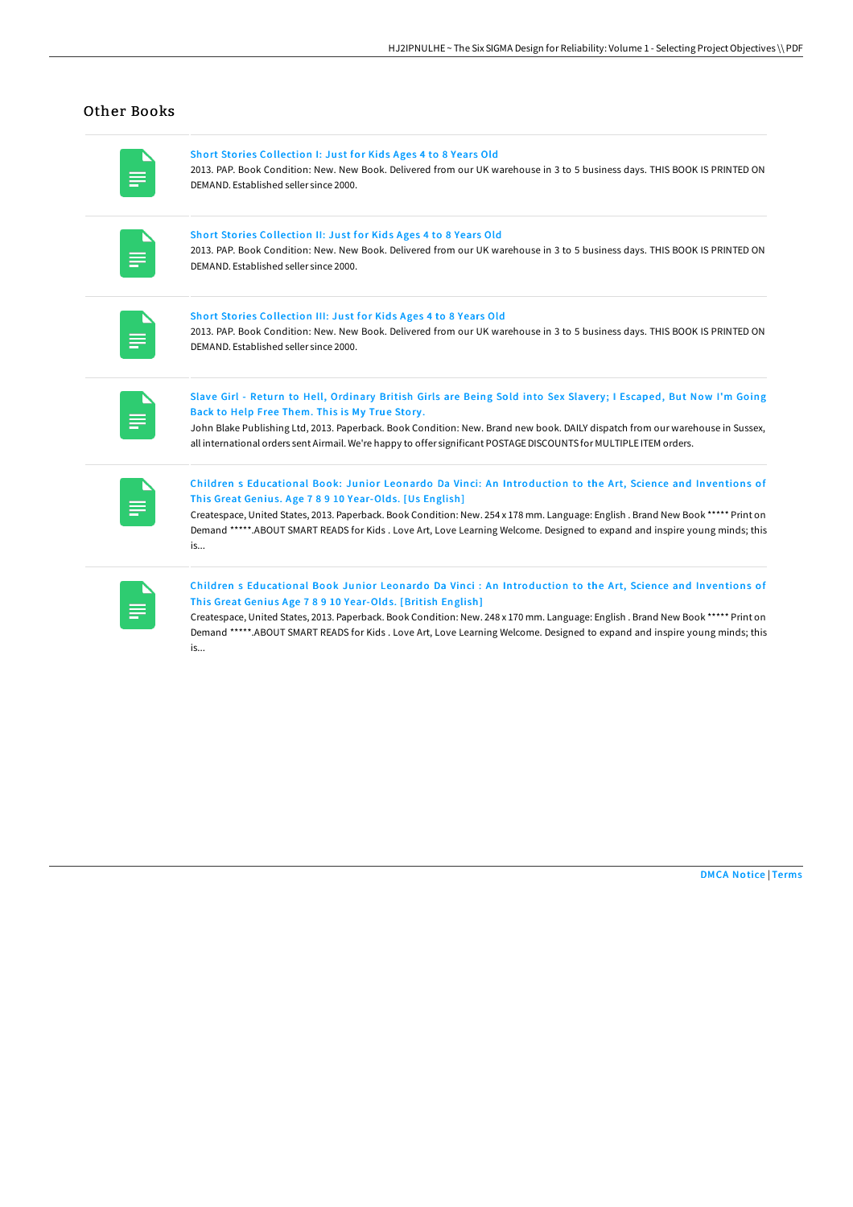## Other Books

Short Stories Collection I: Just for Kids Ages 4 to 8 Years Old

2013. PAP. Book Condition: New. New Book. Delivered from our UK warehouse in 3 to 5 business days. THIS BOOK IS PRINTED ON DEMAND. Established seller since 2000.

Short Stories Collection II: Just for Kids Ages 4 to 8 Years Old

2013. PAP. Book Condition: New. New Book. Delivered from our UK warehouse in 3 to 5 business days. THIS BOOK IS PRINTED ON DEMAND. Established seller since 2000.

Short Stories Collection III: Just for Kids Ages 4 to 8 Years Old

2013. PAP. Book Condition: New. New Book. Delivered from our UK warehouse in 3 to 5 business days. THIS BOOK IS PRINTED ON DEMAND. Established seller since 2000.

Slave Girl - Return to Hell, Ordinary British Girls are Being Sold into Sex Slavery; I Escaped, But Now I'm Going Back to Help Free Them. This is My True Story.

John Blake Publishing Ltd, 2013. Paperback. Book Condition: New. Brand new book. DAILY dispatch from our warehouse in Sussex, all international orders sent Airmail. We're happy to offer significant POSTAGE DISCOUNTS for MULTIPLE ITEM orders.

Children s Educational Book: Junior Leonardo Da Vinci: An Introduction to the Art, Science and Inventions of This Great Genius. Age 7 8 9 10 Year-Olds. [Us English]

Createspace, United States, 2013. Paperback. Book Condition: New. 254 x 178 mm. Language: English . Brand New Book ***** Print on Demand *****.ABOUT SMART READS for Kids . Love Art, Love Learning Welcome. Designed to expand and inspire young minds; this is...

Children s Educational Book Junior Leonardo Da Vinci : An Introduction to the Art, Science and Inventions of This Great Genius Age 7 8 9 10 Year-Olds. [British English]

Createspace, United States, 2013. Paperback. Book Condition: New. 248 x 170 mm. Language: English . Brand New Book ***** Print on Demand *****.ABOUT SMART READS for Kids . Love Art, Love Learning Welcome. Designed to expand and inspire young minds; this is...